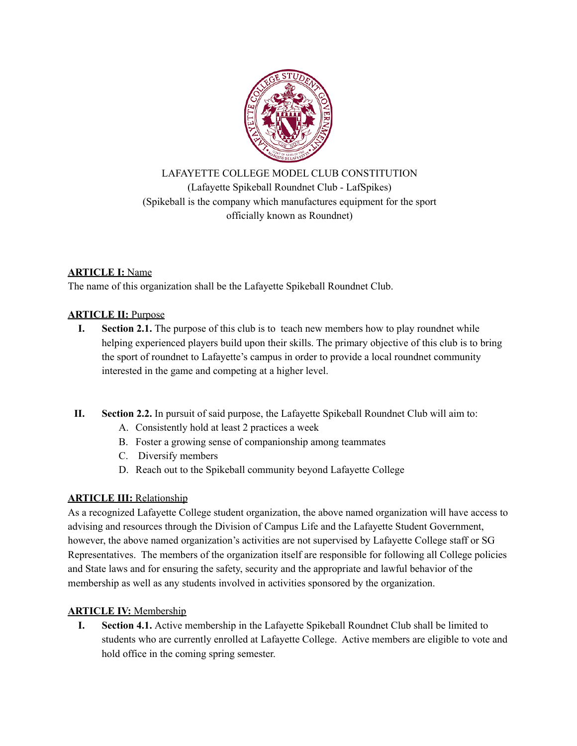LAFAYETTE COLLEGE MODEL CLUB CONSTITUTION
(Lafayette Spikeball Roundnet Club - LafSpikes)
(Spikeball is the company which manufactures equipment for the sport officially known as Roundnet)

**ARTICLE I:** Name

The name of this organization shall be the Lafayette Spikeball Roundnet Club.

**ARTICLE II:** Purpose

I. **Section 2.1.** The purpose of this club is to teach new members how to play roundnet while helping experienced players build upon their skills. The primary objective of this club is to bring the sport of roundnet to Lafayette's campus in order to provide a local roundnet community interested in the game and competing at a higher level.

II. **Section 2.2.** In pursuit of said purpose, the Lafayette Spikeball Roundnet Club will aim to:

   A. Consistently hold at least 2 practices a week
   B. Foster a growing sense of companionship among teammates
   C. Diversify members
   D. Reach out to the Spikeball community beyond Lafayette College

**ARTICLE III:** Relationship

As a recognized Lafayette College student organization, the above named organization will have access to advising and resources through the Division of Campus Life and the Lafayette Student Government, however, the above named organization's activities are not supervised by Lafayette College staff or SG Representatives. The members of the organization itself are responsible for following all College policies and State laws and for ensuring the safety, security and the appropriate and lawful behavior of the membership as well as any students involved in activities sponsored by the organization.

**ARTICLE IV:** Membership

I. **Section 4.1.** Active membership in the Lafayette Spikeball Roundnet Club shall be limited to students who are currently enrolled at Lafayette College. Active members are eligible to vote and hold office in the coming spring semester.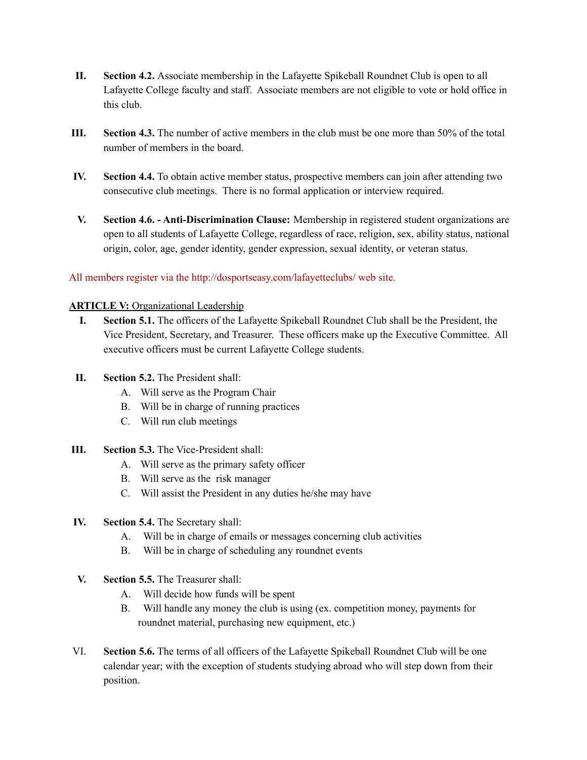II. **Section 4.2.** Associate membership in the Lafayette Spikeball Roundnet Club is open to all Lafayette College faculty and staff. Associate members are not eligible to vote or hold office in this club.

III. **Section 4.3.** The number of active members in the club must be one more than 50% of the total number of members in the board.

IV. **Section 4.4.** To obtain active member status, prospective members can join after attending two consecutive club meetings. There is no formal application or interview required.

V. **Section 4.6. - Anti-Discrimination Clause:** Membership in registered student organizations are open to all students of Lafayette College, regardless of race, religion, sex, ability status, national origin, color, age, gender identity, gender expression, sexual identity, or veteran status.

All members register via the http://dosportseasy.com/lafayetteclubs/ web site.

**ARTICLE V:** Organizational Leadership

I. **Section 5.1.** The officers of the Lafayette Spikeball Roundnet Club shall be the President, the Vice President, Secretary, and Treasurer. These officers make up the Executive Committee. All executive officers must be current Lafayette College students.

II. **Section 5.2.** The President shall:
   A. Will serve as the Program Chair
   B. Will be in charge of running practices
   C. Will run club meetings

III. **Section 5.3.** The Vice-President shall:
   A. Will serve as the primary safety officer
   B. Will serve as the risk manager
   C. Will assist the President in any duties he/she may have

IV. **Section 5.4.** The Secretary shall:
   A. Will be in charge of emails or messages concerning club activities
   B. Will be in charge of scheduling any roundnet events

V. **Section 5.5.** The Treasurer shall:
   A. Will decide how funds will be spent
   B. Will handle any money the club is using (ex. competition money, payments for roundnet material, purchasing new equipment, etc.)

VI. **Section 5.6.** The terms of all officers of the Lafayette Spikeball Roundnet Club will be one calendar year; with the exception of students studying abroad who will step down from their position.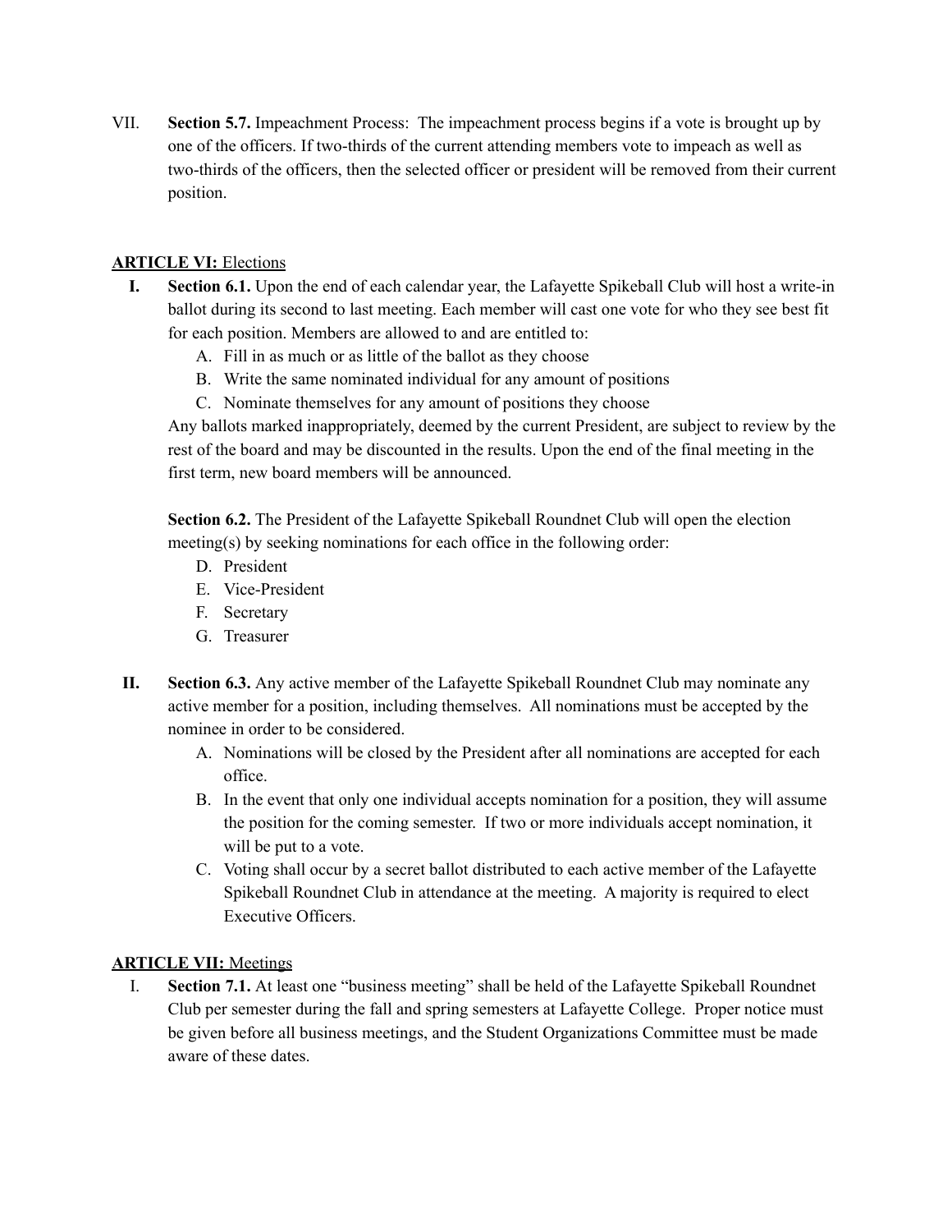VII. **Section 5.7.** Impeachment Process: The impeachment process begins if a vote is brought up by one of the officers. If two-thirds of the current attending members vote to impeach as well as two-thirds of the officers, then the selected officer or president will be removed from their current position.

**ARTICLE VI:** Elections

**I.** **Section 6.1.** Upon the end of each calendar year, the Lafayette Spikeball Club will host a write-in ballot during its second to last meeting. Each member will cast one vote for who they see best fit for each position. Members are allowed to and are entitled to:

A. Fill in as much or as little of the ballot as they choose
B. Write the same nominated individual for any amount of positions
C. Nominate themselves for any amount of positions they choose

Any ballots marked inappropriately, deemed by the current President, are subject to review by the rest of the board and may be discounted in the results. Upon the end of the final meeting in the first term, new board members will be announced.

**Section 6.2.** The President of the Lafayette Spikeball Roundnet Club will open the election meeting(s) by seeking nominations for each office in the following order:

D. President
E. Vice-President
F. Secretary
G. Treasurer

**II.** **Section 6.3.** Any active member of the Lafayette Spikeball Roundnet Club may nominate any active member for a position, including themselves. All nominations must be accepted by the nominee in order to be considered.

A. Nominations will be closed by the President after all nominations are accepted for each office.
B. In the event that only one individual accepts nomination for a position, they will assume the position for the coming semester. If two or more individuals accept nomination, it will be put to a vote.
C. Voting shall occur by a secret ballot distributed to each active member of the Lafayette Spikeball Roundnet Club in attendance at the meeting. A majority is required to elect Executive Officers.

**ARTICLE VII:** Meetings

I. **Section 7.1.** At least one "business meeting" shall be held of the Lafayette Spikeball Roundnet Club per semester during the fall and spring semesters at Lafayette College. Proper notice must be given before all business meetings, and the Student Organizations Committee must be made aware of these dates.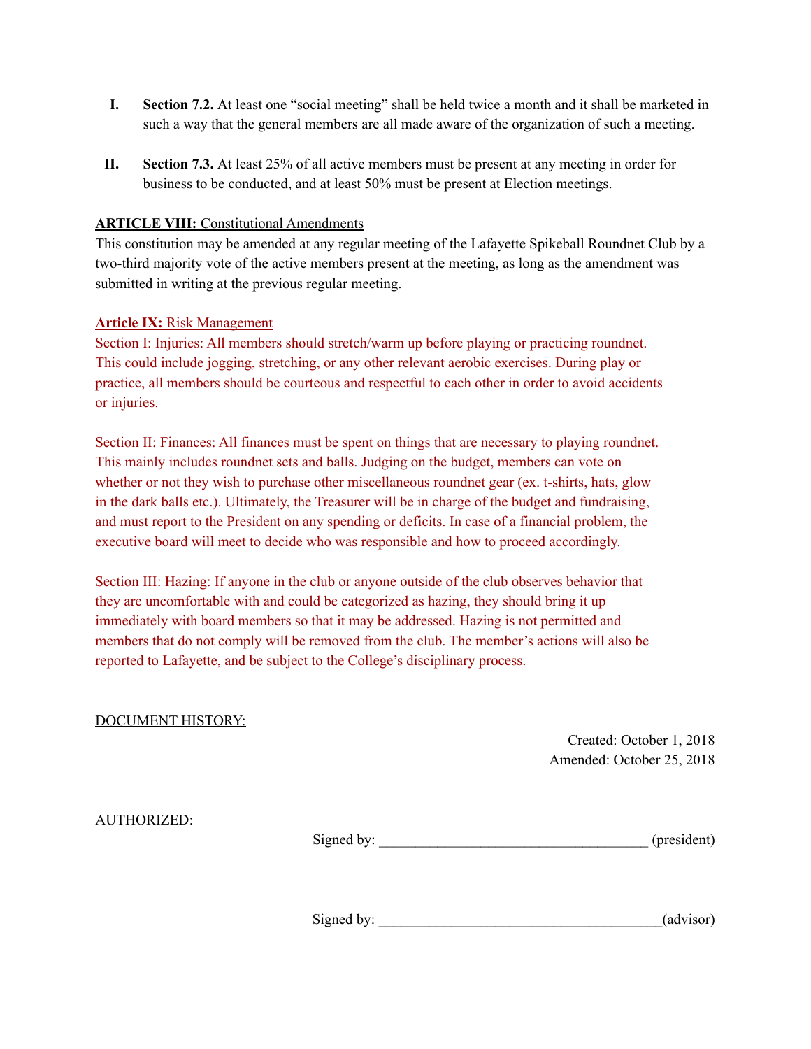I. **Section 7.2.** At least one "social meeting" shall be held twice a month and it shall be marketed in such a way that the general members are all made aware of the organization of such a meeting.

II. **Section 7.3.** At least 25% of all active members must be present at any meeting in order for business to be conducted, and at least 50% must be present at Election meetings.

**ARTICLE VIII:** Constitutional Amendments

This constitution may be amended at any regular meeting of the Lafayette Spikeball Roundnet Club by a two-third majority vote of the active members present at the meeting, as long as the amendment was submitted in writing at the previous regular meeting.

**Article IX:** Risk Management

Section I: Injuries: All members should stretch/warm up before playing or practicing roundnet. This could include jogging, stretching, or any other relevant aerobic exercises. During play or practice, all members should be courteous and respectful to each other in order to avoid accidents or injuries.

Section II: Finances: All finances must be spent on things that are necessary to playing roundnet. This mainly includes roundnet sets and balls. Judging on the budget, members can vote on whether or not they wish to purchase other miscellaneous roundnet gear (ex. t-shirts, hats, glow in the dark balls etc.). Ultimately, the Treasurer will be in charge of the budget and fundraising, and must report to the President on any spending or deficits. In case of a financial problem, the executive board will meet to decide who was responsible and how to proceed accordingly.

Section III: Hazing: If anyone in the club or anyone outside of the club observes behavior that they are uncomfortable with and could be categorized as hazing, they should bring it up immediately with board members so that it may be addressed. Hazing is not permitted and members that do not comply will be removed from the club. The member's actions will also be reported to Lafayette, and be subject to the College's disciplinary process.

DOCUMENT HISTORY:

Created: October 1, 2018
Amended: October 25, 2018

AUTHORIZED:

Signed by: ____________________________________ (president)

Signed by: ______________________________________(advisor)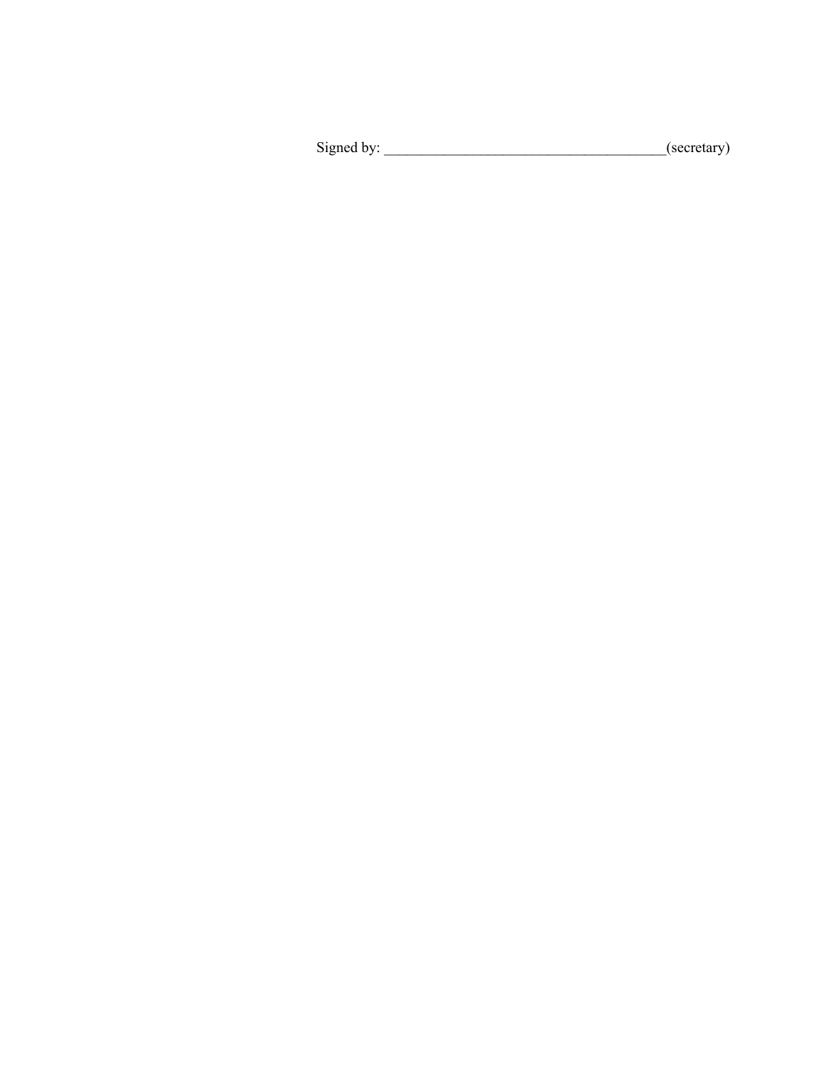Signed by: ______________________________________(secretary)